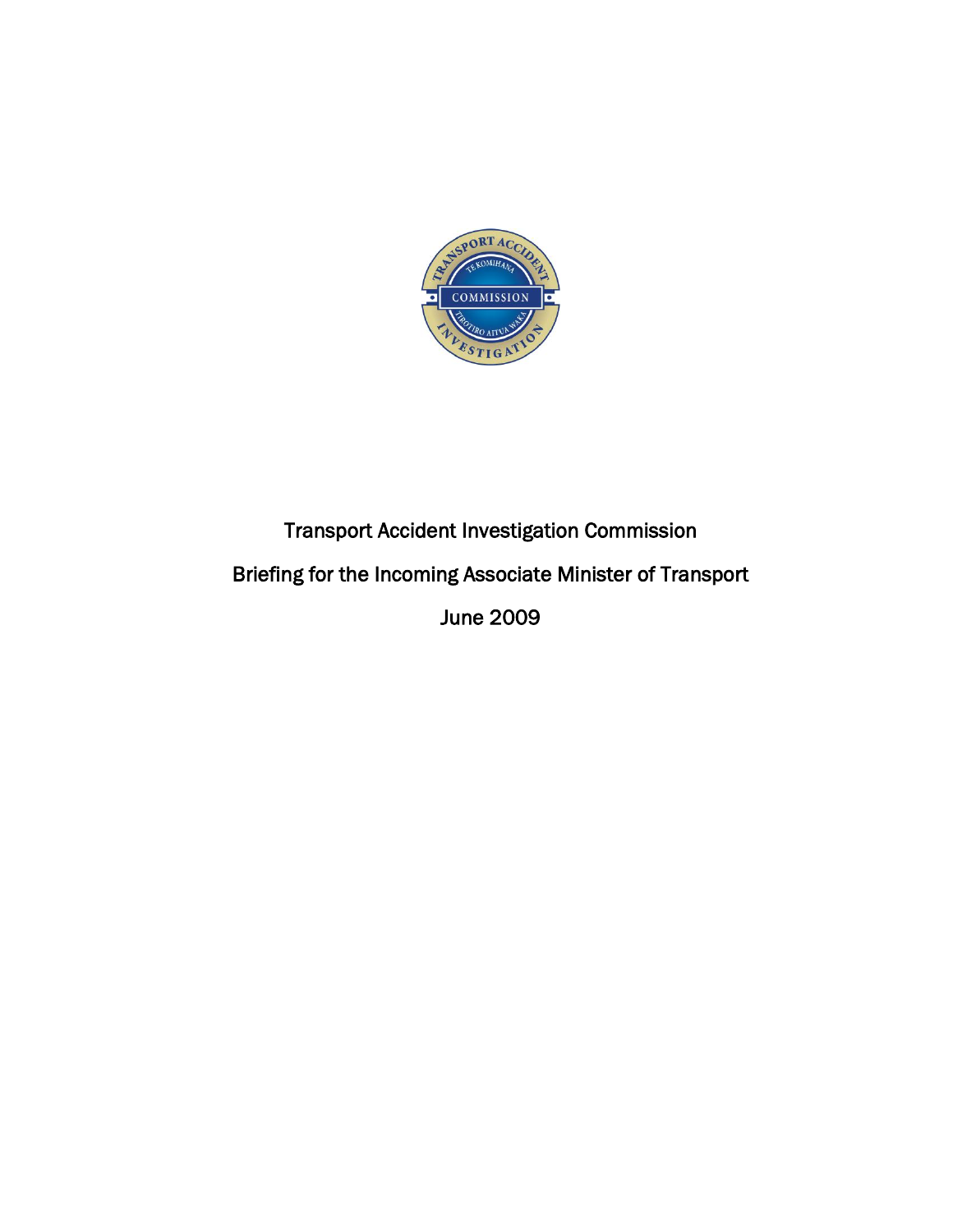# Transport Accident Investigation Commission

## Briefing for the Incoming Associate Minister of Transport

June 2009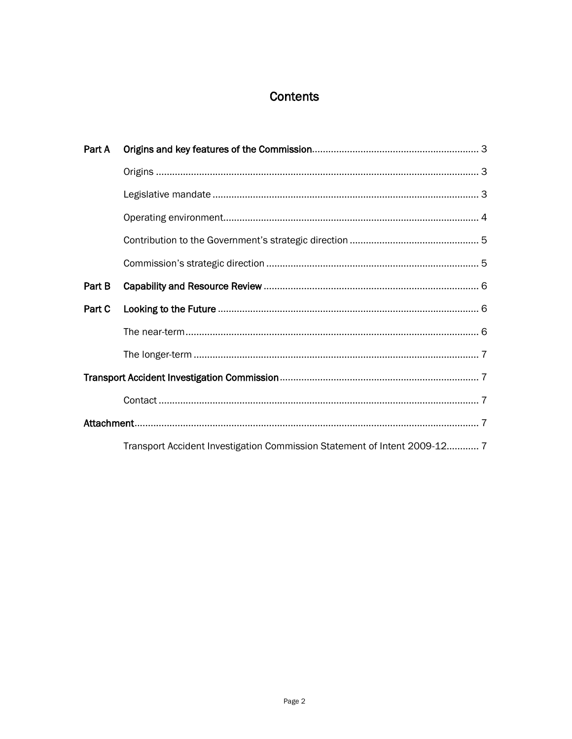# Contents

| | | |
|---|---|---|
| **Part A** | **Origins and key features of the Commission** | 3 |
| | Origins | 3 |
| | Legislative mandate | 3 |
| | Operating environment | 4 |
| | Contribution to the Government's strategic direction | 5 |
| | Commission's strategic direction | 5 |
| **Part B** | **Capability and Resource Review** | 6 |
| **Part C** | **Looking to the Future** | 6 |
| | The near-term | 6 |
| | The longer-term | 7 |
| **Transport Accident Investigation Commission** | | 7 |
| | Contact | 7 |
| **Attachment** | | 7 |
| | Transport Accident Investigation Commission Statement of Intent 2009-12 | 7 |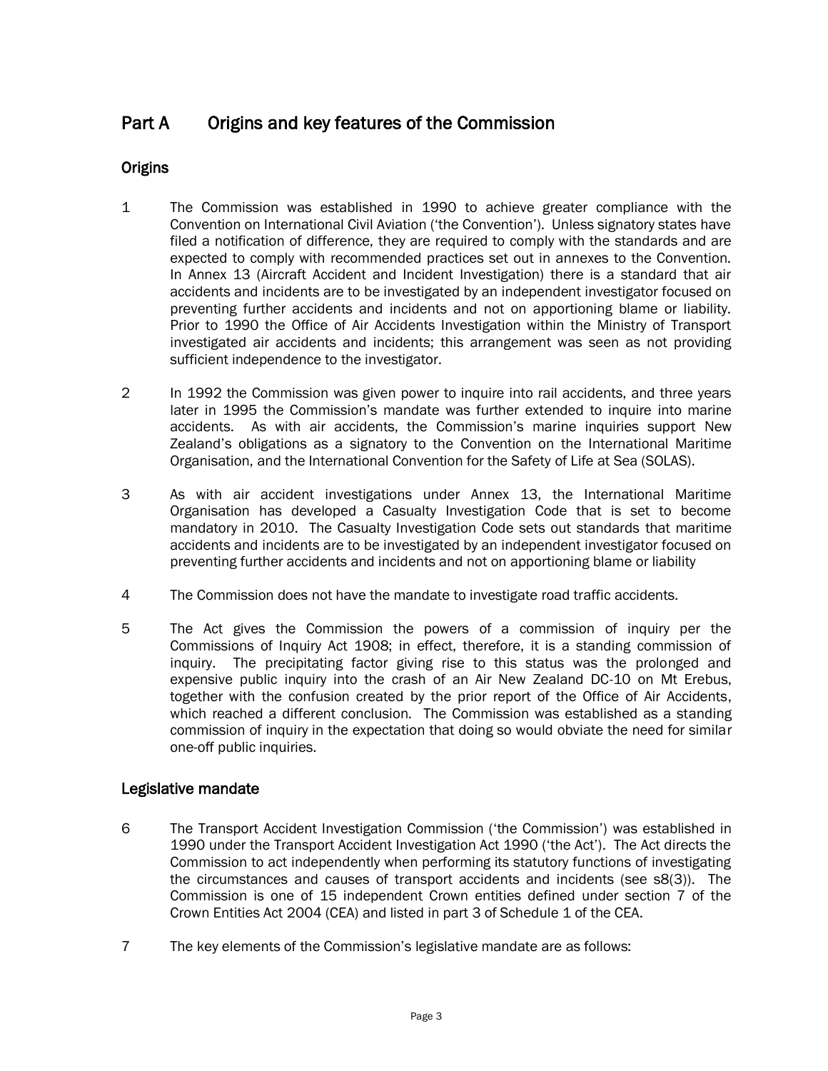# Part A Origins and key features of the Commission

## Origins

1 The Commission was established in 1990 to achieve greater compliance with the Convention on International Civil Aviation ('the Convention'). Unless signatory states have filed a notification of difference, they are required to comply with the standards and are expected to comply with recommended practices set out in annexes to the Convention. In Annex 13 (Aircraft Accident and Incident Investigation) there is a standard that air accidents and incidents are to be investigated by an independent investigator focused on preventing further accidents and incidents and not on apportioning blame or liability. Prior to 1990 the Office of Air Accidents Investigation within the Ministry of Transport investigated air accidents and incidents; this arrangement was seen as not providing sufficient independence to the investigator.

2 In 1992 the Commission was given power to inquire into rail accidents, and three years later in 1995 the Commission's mandate was further extended to inquire into marine accidents. As with air accidents, the Commission's marine inquiries support New Zealand's obligations as a signatory to the Convention on the International Maritime Organisation, and the International Convention for the Safety of Life at Sea (SOLAS).

3 As with air accident investigations under Annex 13, the International Maritime Organisation has developed a Casualty Investigation Code that is set to become mandatory in 2010. The Casualty Investigation Code sets out standards that maritime accidents and incidents are to be investigated by an independent investigator focused on preventing further accidents and incidents and not on apportioning blame or liability

4 The Commission does not have the mandate to investigate road traffic accidents.

5 The Act gives the Commission the powers of a commission of inquiry per the Commissions of Inquiry Act 1908; in effect, therefore, it is a standing commission of inquiry. The precipitating factor giving rise to this status was the prolonged and expensive public inquiry into the crash of an Air New Zealand DC-10 on Mt Erebus, together with the confusion created by the prior report of the Office of Air Accidents, which reached a different conclusion. The Commission was established as a standing commission of inquiry in the expectation that doing so would obviate the need for similar one-off public inquiries.

## Legislative mandate

6 The Transport Accident Investigation Commission ('the Commission') was established in 1990 under the Transport Accident Investigation Act 1990 ('the Act'). The Act directs the Commission to act independently when performing its statutory functions of investigating the circumstances and causes of transport accidents and incidents (see s8(3)). The Commission is one of 15 independent Crown entities defined under section 7 of the Crown Entities Act 2004 (CEA) and listed in part 3 of Schedule 1 of the CEA.

7 The key elements of the Commission's legislative mandate are as follows: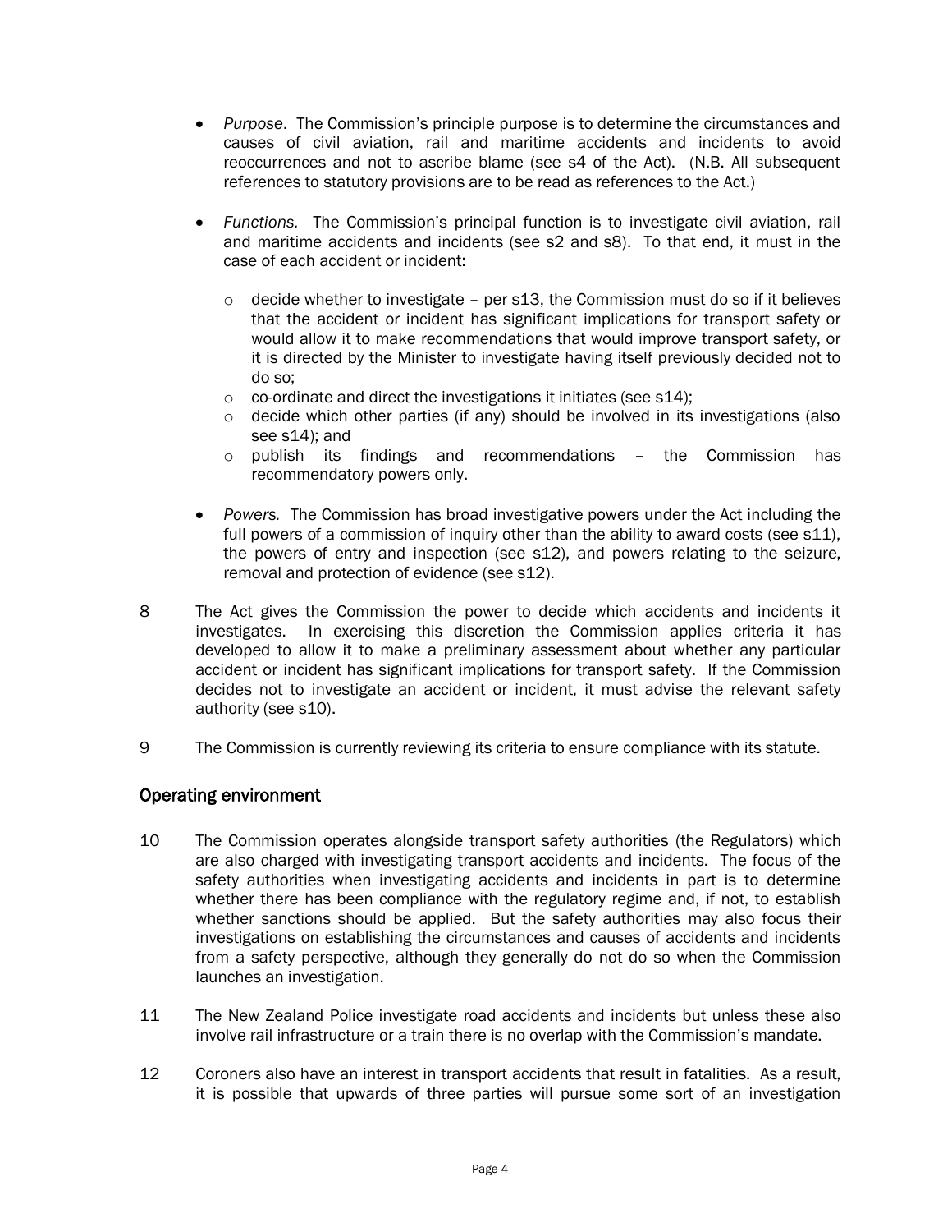- *Purpose*. The Commission's principle purpose is to determine the circumstances and causes of civil aviation, rail and maritime accidents and incidents to avoid reoccurrences and not to ascribe blame (see s4 of the Act). (N.B. All subsequent references to statutory provisions are to be read as references to the Act.)

- *Functions.* The Commission's principal function is to investigate civil aviation, rail and maritime accidents and incidents (see s2 and s8). To that end, it must in the case of each accident or incident:

  - decide whether to investigate – per s13, the Commission must do so if it believes that the accident or incident has significant implications for transport safety or would allow it to make recommendations that would improve transport safety, or it is directed by the Minister to investigate having itself previously decided not to do so;
  - co-ordinate and direct the investigations it initiates (see s14);
  - decide which other parties (if any) should be involved in its investigations (also see s14); and
  - publish its findings and recommendations – the Commission has recommendatory powers only.

- *Powers.* The Commission has broad investigative powers under the Act including the full powers of a commission of inquiry other than the ability to award costs (see s11), the powers of entry and inspection (see s12), and powers relating to the seizure, removal and protection of evidence (see s12).

8 The Act gives the Commission the power to decide which accidents and incidents it investigates. In exercising this discretion the Commission applies criteria it has developed to allow it to make a preliminary assessment about whether any particular accident or incident has significant implications for transport safety. If the Commission decides not to investigate an accident or incident, it must advise the relevant safety authority (see s10).

9 The Commission is currently reviewing its criteria to ensure compliance with its statute.

## Operating environment

10 The Commission operates alongside transport safety authorities (the Regulators) which are also charged with investigating transport accidents and incidents. The focus of the safety authorities when investigating accidents and incidents in part is to determine whether there has been compliance with the regulatory regime and, if not, to establish whether sanctions should be applied. But the safety authorities may also focus their investigations on establishing the circumstances and causes of accidents and incidents from a safety perspective, although they generally do not do so when the Commission launches an investigation.

11 The New Zealand Police investigate road accidents and incidents but unless these also involve rail infrastructure or a train there is no overlap with the Commission's mandate.

12 Coroners also have an interest in transport accidents that result in fatalities. As a result, it is possible that upwards of three parties will pursue some sort of an investigation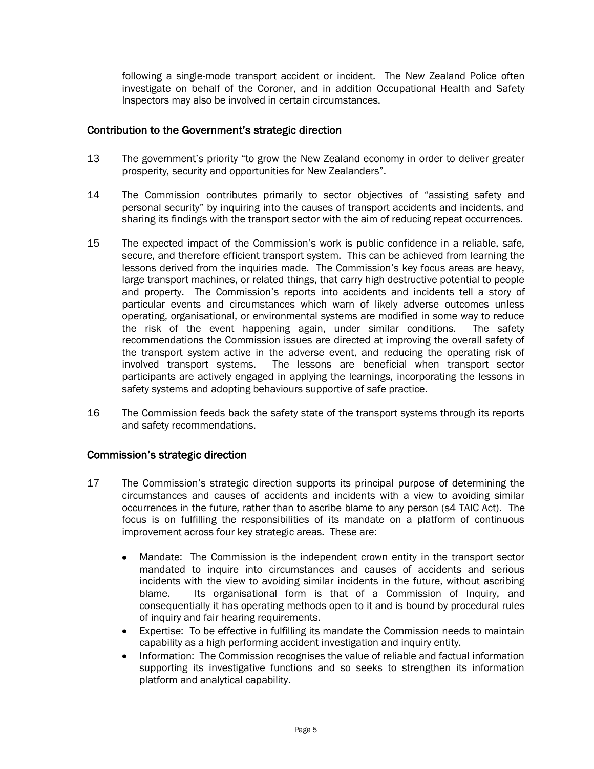following a single-mode transport accident or incident. The New Zealand Police often investigate on behalf of the Coroner, and in addition Occupational Health and Safety Inspectors may also be involved in certain circumstances.

## Contribution to the Government's strategic direction

13 The government's priority "to grow the New Zealand economy in order to deliver greater prosperity, security and opportunities for New Zealanders".

14 The Commission contributes primarily to sector objectives of "assisting safety and personal security" by inquiring into the causes of transport accidents and incidents, and sharing its findings with the transport sector with the aim of reducing repeat occurrences.

15 The expected impact of the Commission's work is public confidence in a reliable, safe, secure, and therefore efficient transport system. This can be achieved from learning the lessons derived from the inquiries made. The Commission's key focus areas are heavy, large transport machines, or related things, that carry high destructive potential to people and property. The Commission's reports into accidents and incidents tell a story of particular events and circumstances which warn of likely adverse outcomes unless operating, organisational, or environmental systems are modified in some way to reduce the risk of the event happening again, under similar conditions. The safety recommendations the Commission issues are directed at improving the overall safety of the transport system active in the adverse event, and reducing the operating risk of involved transport systems. The lessons are beneficial when transport sector participants are actively engaged in applying the learnings, incorporating the lessons in safety systems and adopting behaviours supportive of safe practice.

16 The Commission feeds back the safety state of the transport systems through its reports and safety recommendations.

## Commission's strategic direction

17 The Commission's strategic direction supports its principal purpose of determining the circumstances and causes of accidents and incidents with a view to avoiding similar occurrences in the future, rather than to ascribe blame to any person (s4 TAIC Act). The focus is on fulfilling the responsibilities of its mandate on a platform of continuous improvement across four key strategic areas. These are:

- Mandate: The Commission is the independent crown entity in the transport sector mandated to inquire into circumstances and causes of accidents and serious incidents with the view to avoiding similar incidents in the future, without ascribing blame. Its organisational form is that of a Commission of Inquiry, and consequentially it has operating methods open to it and is bound by procedural rules of inquiry and fair hearing requirements.
- Expertise: To be effective in fulfilling its mandate the Commission needs to maintain capability as a high performing accident investigation and inquiry entity.
- Information: The Commission recognises the value of reliable and factual information supporting its investigative functions and so seeks to strengthen its information platform and analytical capability.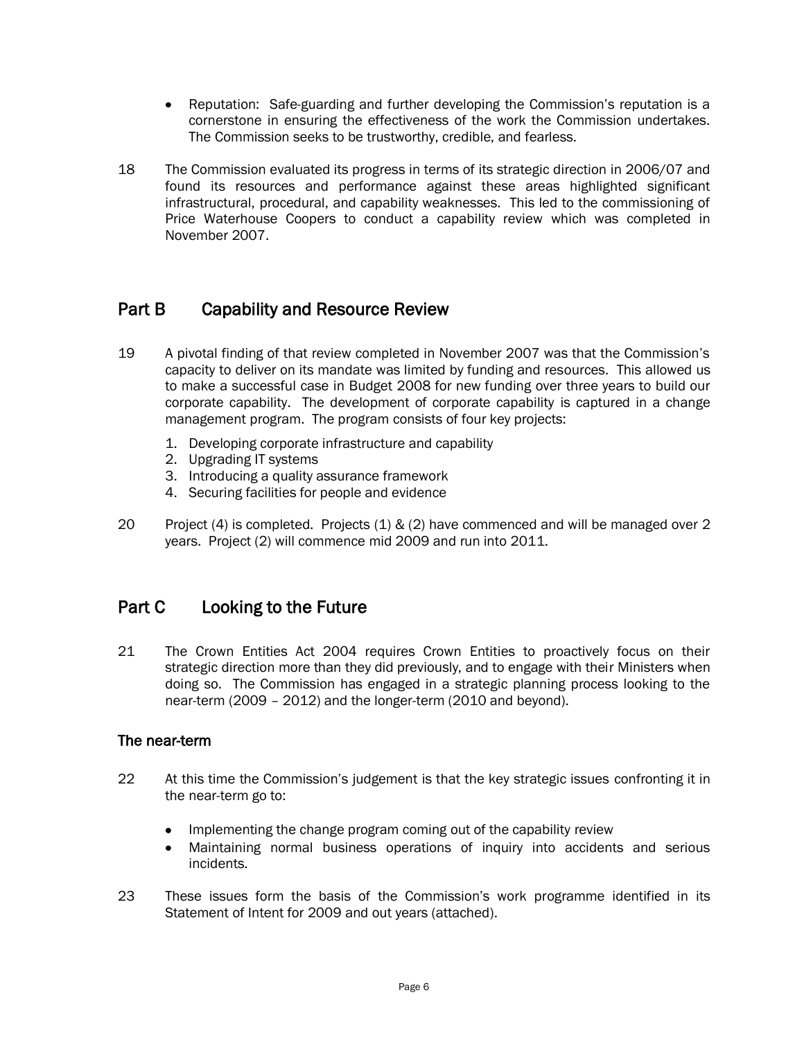- Reputation: Safe-guarding and further developing the Commission's reputation is a cornerstone in ensuring the effectiveness of the work the Commission undertakes. The Commission seeks to be trustworthy, credible, and fearless.

18 The Commission evaluated its progress in terms of its strategic direction in 2006/07 and found its resources and performance against these areas highlighted significant infrastructural, procedural, and capability weaknesses. This led to the commissioning of Price Waterhouse Coopers to conduct a capability review which was completed in November 2007.

## Part B Capability and Resource Review

19 A pivotal finding of that review completed in November 2007 was that the Commission's capacity to deliver on its mandate was limited by funding and resources. This allowed us to make a successful case in Budget 2008 for new funding over three years to build our corporate capability. The development of corporate capability is captured in a change management program. The program consists of four key projects:

1. Developing corporate infrastructure and capability
2. Upgrading IT systems
3. Introducing a quality assurance framework
4. Securing facilities for people and evidence

20 Project (4) is completed. Projects (1) & (2) have commenced and will be managed over 2 years. Project (2) will commence mid 2009 and run into 2011.

## Part C Looking to the Future

21 The Crown Entities Act 2004 requires Crown Entities to proactively focus on their strategic direction more than they did previously, and to engage with their Ministers when doing so. The Commission has engaged in a strategic planning process looking to the near-term (2009 – 2012) and the longer-term (2010 and beyond).

### The near-term

22 At this time the Commission's judgement is that the key strategic issues confronting it in the near-term go to:

- Implementing the change program coming out of the capability review
- Maintaining normal business operations of inquiry into accidents and serious incidents.

23 These issues form the basis of the Commission's work programme identified in its Statement of Intent for 2009 and out years (attached).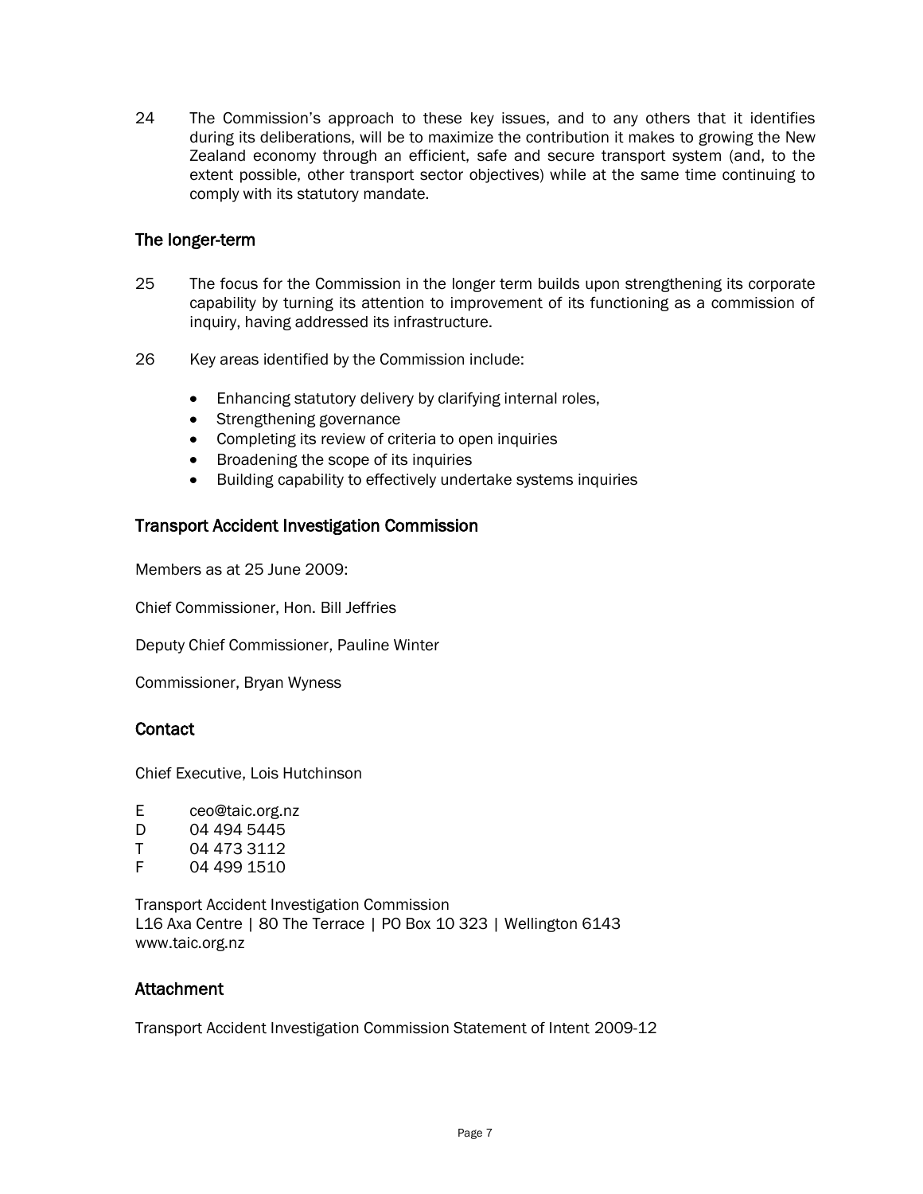24 The Commission's approach to these key issues, and to any others that it identifies during its deliberations, will be to maximize the contribution it makes to growing the New Zealand economy through an efficient, safe and secure transport system (and, to the extent possible, other transport sector objectives) while at the same time continuing to comply with its statutory mandate.

## The longer-term

25 The focus for the Commission in the longer term builds upon strengthening its corporate capability by turning its attention to improvement of its functioning as a commission of inquiry, having addressed its infrastructure.

26 Key areas identified by the Commission include:

- Enhancing statutory delivery by clarifying internal roles,
- Strengthening governance
- Completing its review of criteria to open inquiries
- Broadening the scope of its inquiries
- Building capability to effectively undertake systems inquiries

## Transport Accident Investigation Commission

Members as at 25 June 2009:

Chief Commissioner, Hon. Bill Jeffries

Deputy Chief Commissioner, Pauline Winter

Commissioner, Bryan Wyness

## Contact

Chief Executive, Lois Hutchinson

E ceo@taic.org.nz
D 04 494 5445
T 04 473 3112
F 04 499 1510

Transport Accident Investigation Commission
L16 Axa Centre | 80 The Terrace | PO Box 10 323 | Wellington 6143
www.taic.org.nz

## Attachment

Transport Accident Investigation Commission Statement of Intent 2009-12